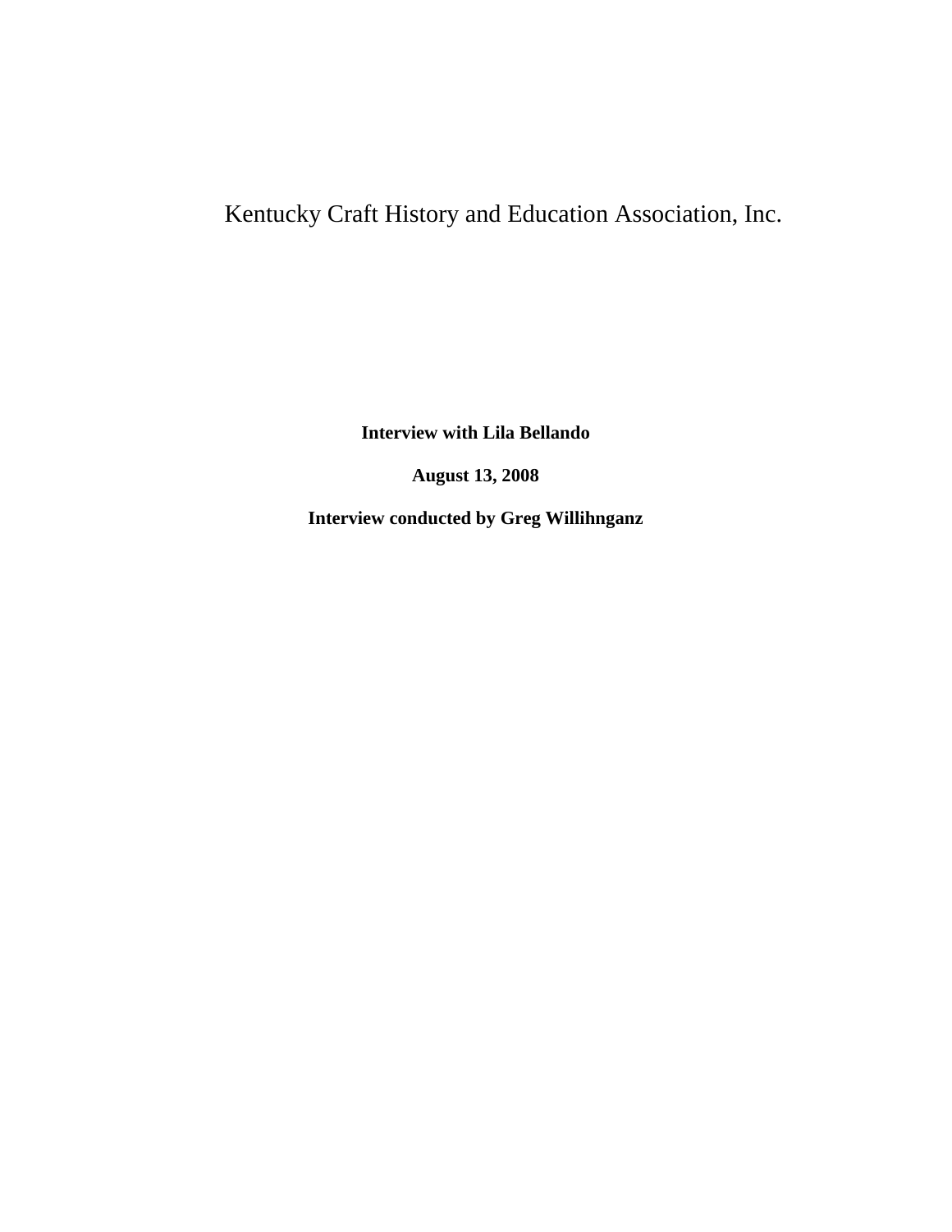# Kentucky Craft History and Education Association, Inc.

**Interview with Lila Bellando**

**August 13, 2008**

**Interview conducted by Greg Willihnganz**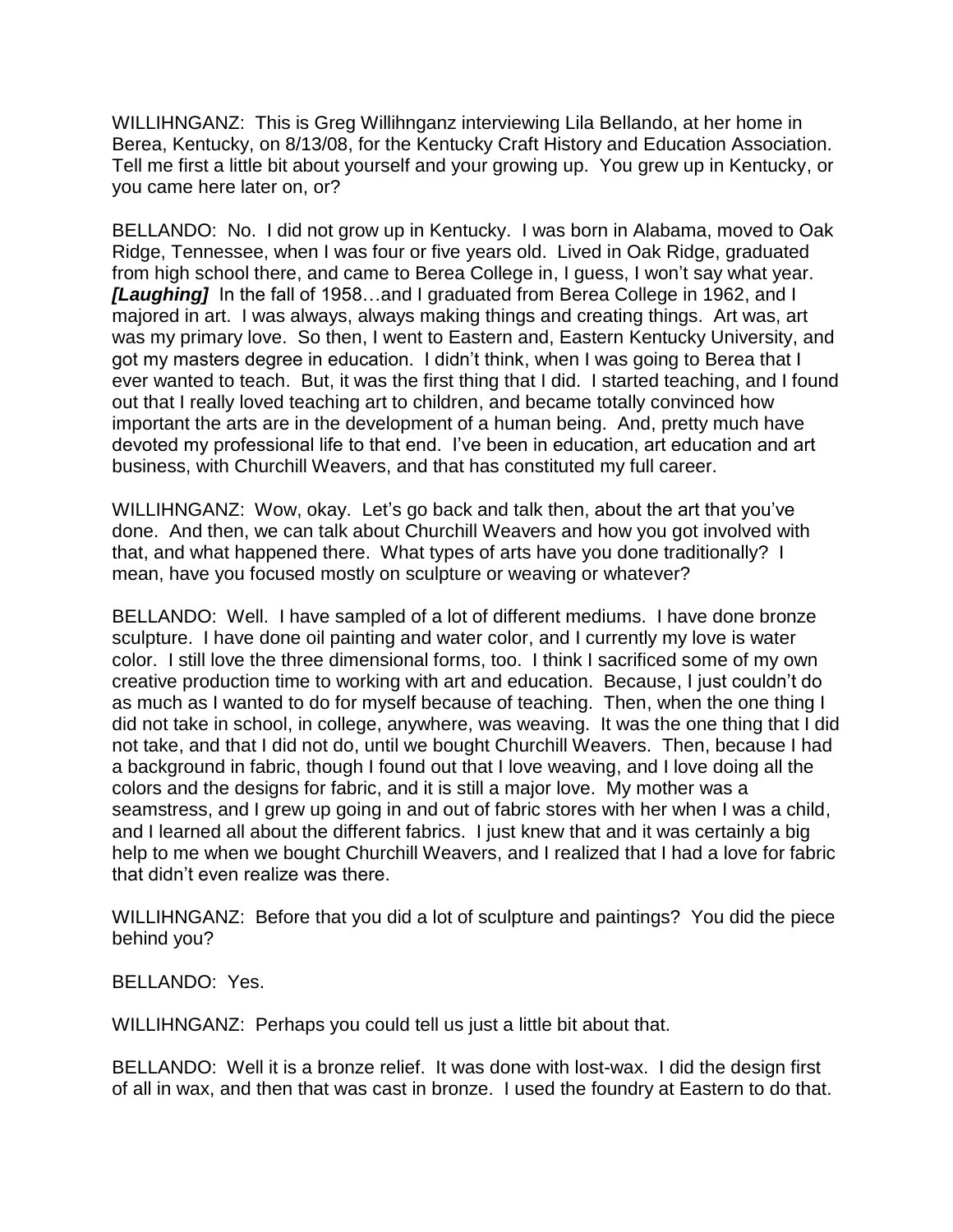WILLIHNGANZ: This is Greg Willihnganz interviewing Lila Bellando, at her home in Berea, Kentucky, on 8/13/08, for the Kentucky Craft History and Education Association. Tell me first a little bit about yourself and your growing up. You grew up in Kentucky, or you came here later on, or?

BELLANDO: No. I did not grow up in Kentucky. I was born in Alabama, moved to Oak Ridge, Tennessee, when I was four or five years old. Lived in Oak Ridge, graduated from high school there, and came to Berea College in, I guess, I won't say what year. ***[Laughing]*** In the fall of 1958…and I graduated from Berea College in 1962, and I majored in art. I was always, always making things and creating things. Art was, art was my primary love. So then, I went to Eastern and, Eastern Kentucky University, and got my masters degree in education. I didn't think, when I was going to Berea that I ever wanted to teach. But, it was the first thing that I did. I started teaching, and I found out that I really loved teaching art to children, and became totally convinced how important the arts are in the development of a human being. And, pretty much have devoted my professional life to that end. I've been in education, art education and art business, with Churchill Weavers, and that has constituted my full career.

WILLIHNGANZ: Wow, okay. Let's go back and talk then, about the art that you've done. And then, we can talk about Churchill Weavers and how you got involved with that, and what happened there. What types of arts have you done traditionally? I mean, have you focused mostly on sculpture or weaving or whatever?

BELLANDO: Well. I have sampled of a lot of different mediums. I have done bronze sculpture. I have done oil painting and water color, and I currently my love is water color. I still love the three dimensional forms, too. I think I sacrificed some of my own creative production time to working with art and education. Because, I just couldn't do as much as I wanted to do for myself because of teaching. Then, when the one thing I did not take in school, in college, anywhere, was weaving. It was the one thing that I did not take, and that I did not do, until we bought Churchill Weavers. Then, because I had a background in fabric, though I found out that I love weaving, and I love doing all the colors and the designs for fabric, and it is still a major love. My mother was a seamstress, and I grew up going in and out of fabric stores with her when I was a child, and I learned all about the different fabrics. I just knew that and it was certainly a big help to me when we bought Churchill Weavers, and I realized that I had a love for fabric that didn't even realize was there.

WILLIHNGANZ: Before that you did a lot of sculpture and paintings? You did the piece behind you?

BELLANDO: Yes.

WILLIHNGANZ: Perhaps you could tell us just a little bit about that.

BELLANDO: Well it is a bronze relief. It was done with lost-wax. I did the design first of all in wax, and then that was cast in bronze. I used the foundry at Eastern to do that.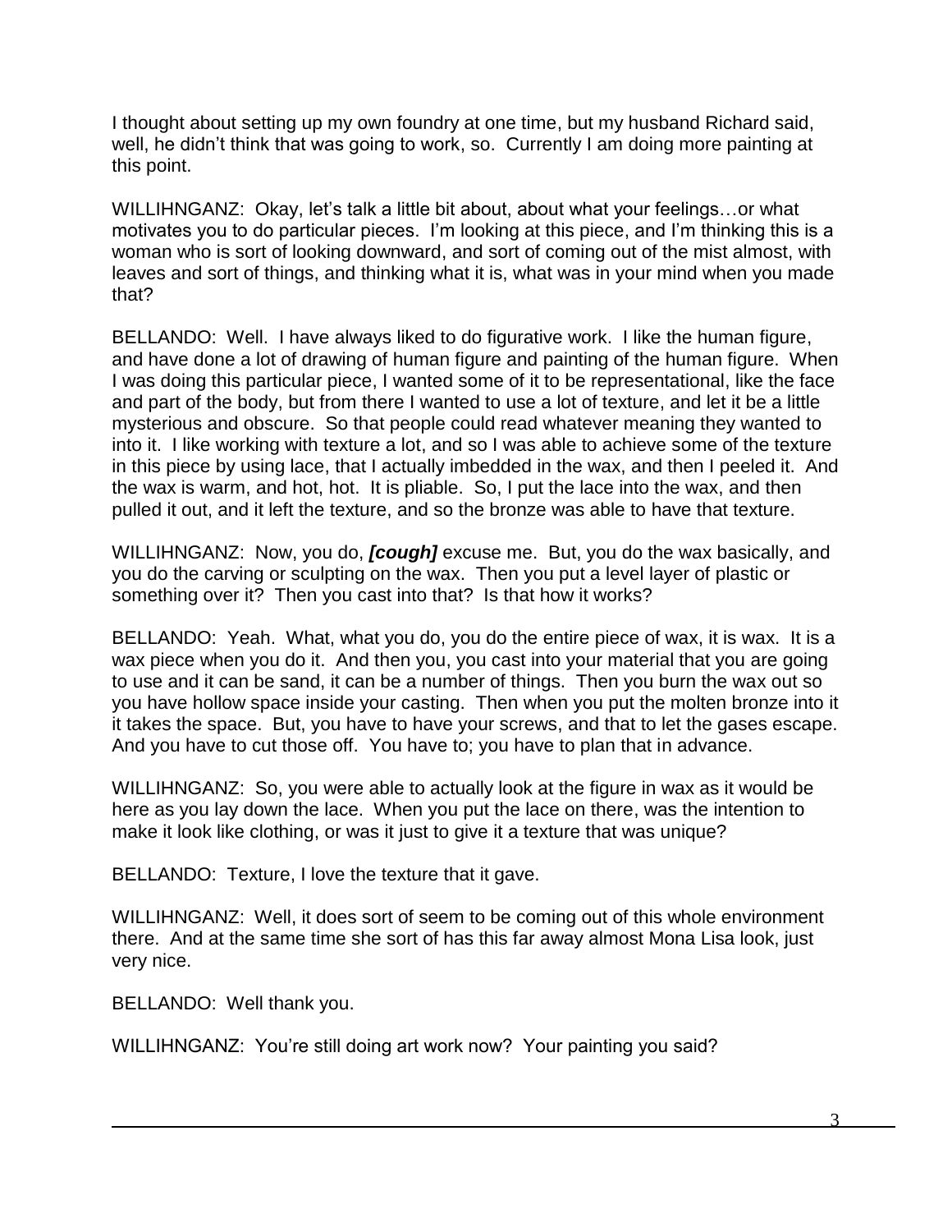I thought about setting up my own foundry at one time, but my husband Richard said, well, he didn't think that was going to work, so. Currently I am doing more painting at this point.

WILLIHNGANZ: Okay, let's talk a little bit about, about what your feelings…or what motivates you to do particular pieces. I'm looking at this piece, and I'm thinking this is a woman who is sort of looking downward, and sort of coming out of the mist almost, with leaves and sort of things, and thinking what it is, what was in your mind when you made that?

BELLANDO: Well. I have always liked to do figurative work. I like the human figure, and have done a lot of drawing of human figure and painting of the human figure. When I was doing this particular piece, I wanted some of it to be representational, like the face and part of the body, but from there I wanted to use a lot of texture, and let it be a little mysterious and obscure. So that people could read whatever meaning they wanted to into it. I like working with texture a lot, and so I was able to achieve some of the texture in this piece by using lace, that I actually imbedded in the wax, and then I peeled it. And the wax is warm, and hot, hot. It is pliable. So, I put the lace into the wax, and then pulled it out, and it left the texture, and so the bronze was able to have that texture.

WILLIHNGANZ: Now, you do, ***[cough]*** excuse me. But, you do the wax basically, and you do the carving or sculpting on the wax. Then you put a level layer of plastic or something over it? Then you cast into that? Is that how it works?

BELLANDO: Yeah. What, what you do, you do the entire piece of wax, it is wax. It is a wax piece when you do it. And then you, you cast into your material that you are going to use and it can be sand, it can be a number of things. Then you burn the wax out so you have hollow space inside your casting. Then when you put the molten bronze into it it takes the space. But, you have to have your screws, and that to let the gases escape. And you have to cut those off. You have to; you have to plan that in advance.

WILLIHNGANZ: So, you were able to actually look at the figure in wax as it would be here as you lay down the lace. When you put the lace on there, was the intention to make it look like clothing, or was it just to give it a texture that was unique?

BELLANDO: Texture, I love the texture that it gave.

WILLIHNGANZ: Well, it does sort of seem to be coming out of this whole environment there. And at the same time she sort of has this far away almost Mona Lisa look, just very nice.

BELLANDO: Well thank you.

WILLIHNGANZ: You're still doing art work now? Your painting you said?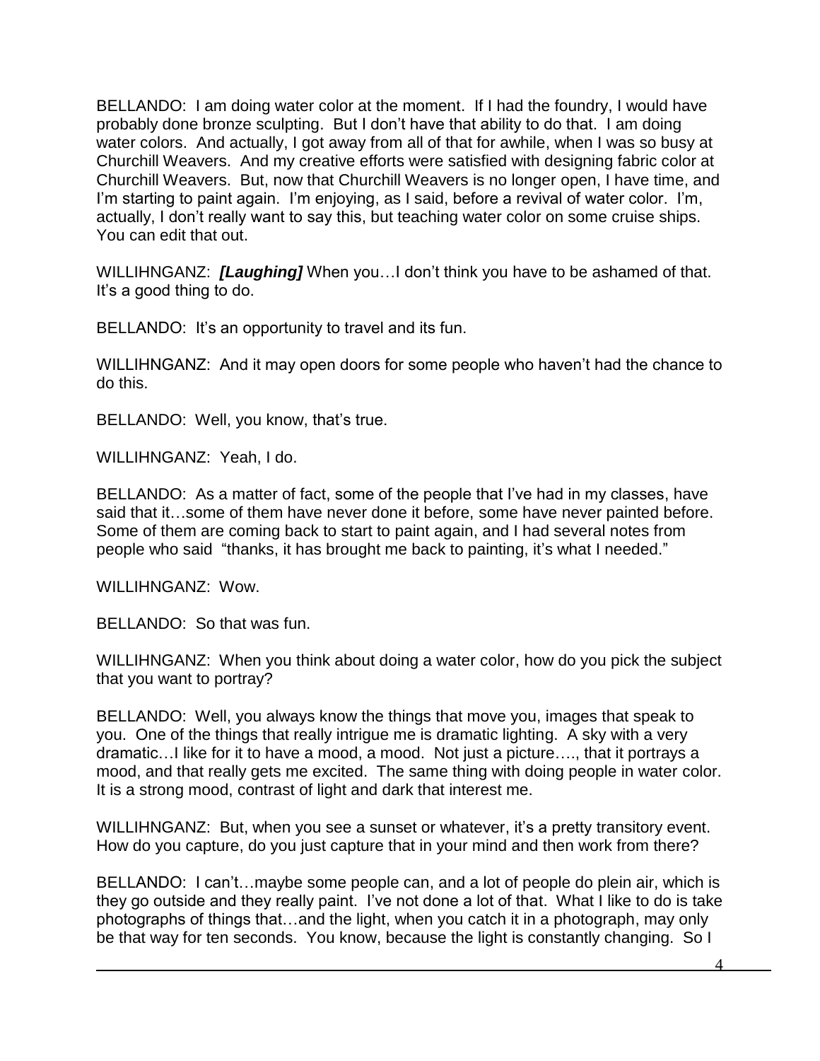BELLANDO: I am doing water color at the moment. If I had the foundry, I would have probably done bronze sculpting. But I don't have that ability to do that. I am doing water colors. And actually, I got away from all of that for awhile, when I was so busy at Churchill Weavers. And my creative efforts were satisfied with designing fabric color at Churchill Weavers. But, now that Churchill Weavers is no longer open, I have time, and I'm starting to paint again. I'm enjoying, as I said, before a revival of water color. I'm, actually, I don't really want to say this, but teaching water color on some cruise ships. You can edit that out.

WILLIHNGANZ: ***[Laughing]*** When you…I don't think you have to be ashamed of that. It's a good thing to do.

BELLANDO: It's an opportunity to travel and its fun.

WILLIHNGANZ: And it may open doors for some people who haven't had the chance to do this.

BELLANDO: Well, you know, that's true.

WILLIHNGANZ: Yeah, I do.

BELLANDO: As a matter of fact, some of the people that I've had in my classes, have said that it…some of them have never done it before, some have never painted before. Some of them are coming back to start to paint again, and I had several notes from people who said "thanks, it has brought me back to painting, it's what I needed."

WILLIHNGANZ: Wow.

BELLANDO: So that was fun.

WILLIHNGANZ: When you think about doing a water color, how do you pick the subject that you want to portray?

BELLANDO: Well, you always know the things that move you, images that speak to you. One of the things that really intrigue me is dramatic lighting. A sky with a very dramatic…I like for it to have a mood, a mood. Not just a picture…., that it portrays a mood, and that really gets me excited. The same thing with doing people in water color. It is a strong mood, contrast of light and dark that interest me.

WILLIHNGANZ: But, when you see a sunset or whatever, it's a pretty transitory event. How do you capture, do you just capture that in your mind and then work from there?

BELLANDO: I can't…maybe some people can, and a lot of people do plein air, which is they go outside and they really paint. I've not done a lot of that. What I like to do is take photographs of things that…and the light, when you catch it in a photograph, may only be that way for ten seconds. You know, because the light is constantly changing. So I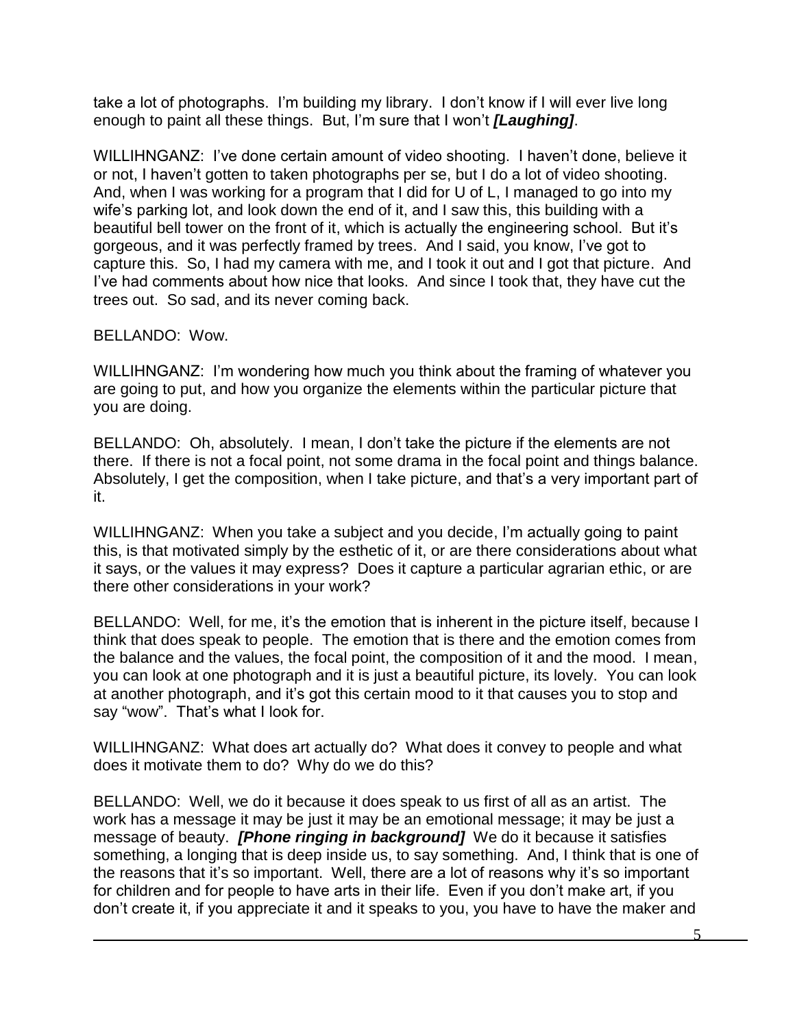take a lot of photographs. I'm building my library. I don't know if I will ever live long enough to paint all these things. But, I'm sure that I won't ***[Laughing]***.

WILLIHNGANZ: I've done certain amount of video shooting. I haven't done, believe it or not, I haven't gotten to taken photographs per se, but I do a lot of video shooting. And, when I was working for a program that I did for U of L, I managed to go into my wife's parking lot, and look down the end of it, and I saw this, this building with a beautiful bell tower on the front of it, which is actually the engineering school. But it's gorgeous, and it was perfectly framed by trees. And I said, you know, I've got to capture this. So, I had my camera with me, and I took it out and I got that picture. And I've had comments about how nice that looks. And since I took that, they have cut the trees out. So sad, and its never coming back.

BELLANDO: Wow.

WILLIHNGANZ: I'm wondering how much you think about the framing of whatever you are going to put, and how you organize the elements within the particular picture that you are doing.

BELLANDO: Oh, absolutely. I mean, I don't take the picture if the elements are not there. If there is not a focal point, not some drama in the focal point and things balance. Absolutely, I get the composition, when I take picture, and that's a very important part of it.

WILLIHNGANZ: When you take a subject and you decide, I'm actually going to paint this, is that motivated simply by the esthetic of it, or are there considerations about what it says, or the values it may express? Does it capture a particular agrarian ethic, or are there other considerations in your work?

BELLANDO: Well, for me, it's the emotion that is inherent in the picture itself, because I think that does speak to people. The emotion that is there and the emotion comes from the balance and the values, the focal point, the composition of it and the mood. I mean, you can look at one photograph and it is just a beautiful picture, its lovely. You can look at another photograph, and it's got this certain mood to it that causes you to stop and say "wow". That's what I look for.

WILLIHNGANZ: What does art actually do? What does it convey to people and what does it motivate them to do? Why do we do this?

BELLANDO: Well, we do it because it does speak to us first of all as an artist. The work has a message it may be just it may be an emotional message; it may be just a message of beauty. ***[Phone ringing in background]*** We do it because it satisfies something, a longing that is deep inside us, to say something. And, I think that is one of the reasons that it's so important. Well, there are a lot of reasons why it's so important for children and for people to have arts in their life. Even if you don't make art, if you don't create it, if you appreciate it and it speaks to you, you have to have the maker and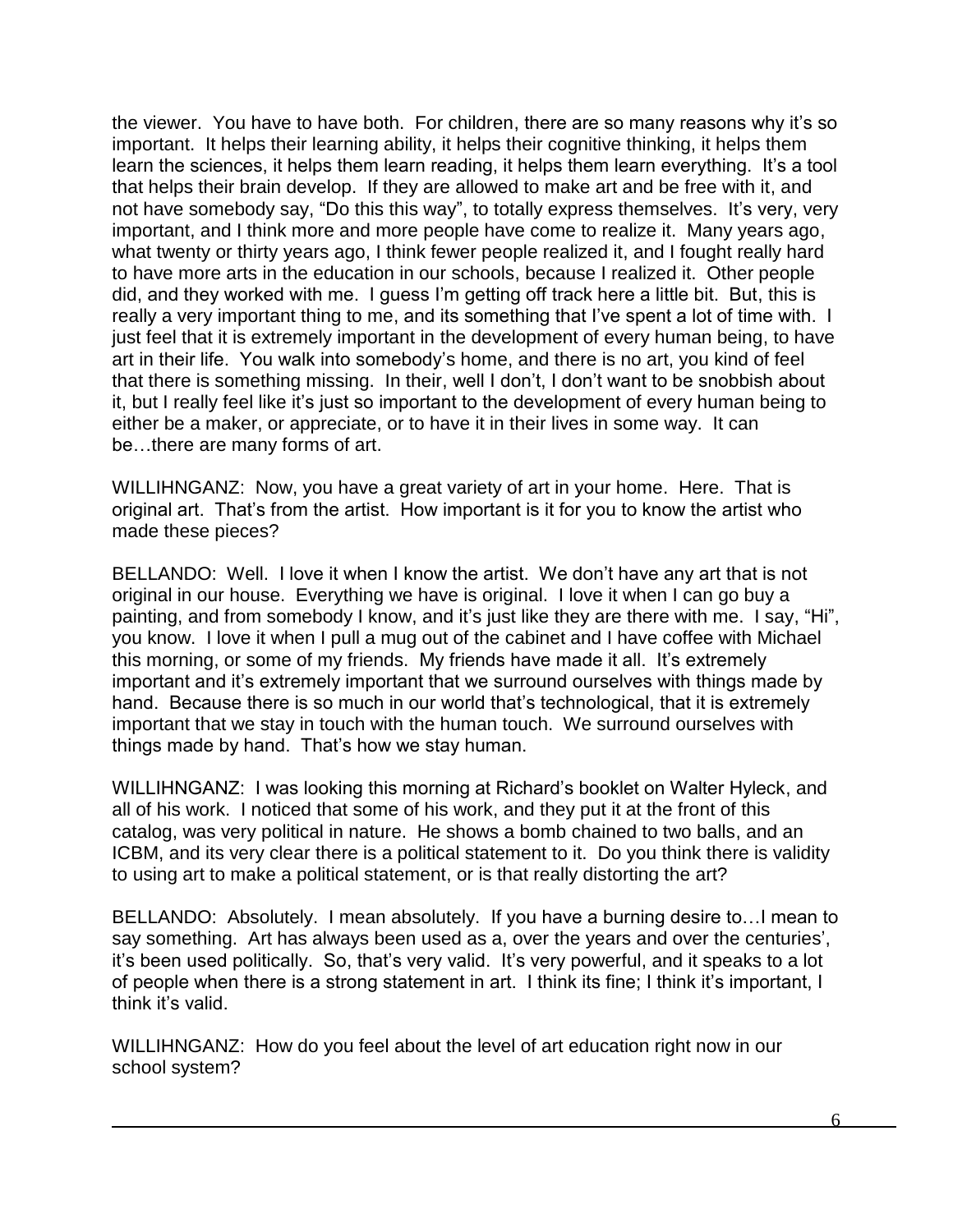the viewer. You have to have both. For children, there are so many reasons why it's so important. It helps their learning ability, it helps their cognitive thinking, it helps them learn the sciences, it helps them learn reading, it helps them learn everything. It's a tool that helps their brain develop. If they are allowed to make art and be free with it, and not have somebody say, "Do this this way", to totally express themselves. It's very, very important, and I think more and more people have come to realize it. Many years ago, what twenty or thirty years ago, I think fewer people realized it, and I fought really hard to have more arts in the education in our schools, because I realized it. Other people did, and they worked with me. I guess I'm getting off track here a little bit. But, this is really a very important thing to me, and its something that I've spent a lot of time with. I just feel that it is extremely important in the development of every human being, to have art in their life. You walk into somebody's home, and there is no art, you kind of feel that there is something missing. In their, well I don't, I don't want to be snobbish about it, but I really feel like it's just so important to the development of every human being to either be a maker, or appreciate, or to have it in their lives in some way. It can be…there are many forms of art.

WILLIHNGANZ: Now, you have a great variety of art in your home. Here. That is original art. That's from the artist. How important is it for you to know the artist who made these pieces?

BELLANDO: Well. I love it when I know the artist. We don't have any art that is not original in our house. Everything we have is original. I love it when I can go buy a painting, and from somebody I know, and it's just like they are there with me. I say, "Hi", you know. I love it when I pull a mug out of the cabinet and I have coffee with Michael this morning, or some of my friends. My friends have made it all. It's extremely important and it's extremely important that we surround ourselves with things made by hand. Because there is so much in our world that's technological, that it is extremely important that we stay in touch with the human touch. We surround ourselves with things made by hand. That's how we stay human.

WILLIHNGANZ: I was looking this morning at Richard's booklet on Walter Hyleck, and all of his work. I noticed that some of his work, and they put it at the front of this catalog, was very political in nature. He shows a bomb chained to two balls, and an ICBM, and its very clear there is a political statement to it. Do you think there is validity to using art to make a political statement, or is that really distorting the art?

BELLANDO: Absolutely. I mean absolutely. If you have a burning desire to…I mean to say something. Art has always been used as a, over the years and over the centuries', it's been used politically. So, that's very valid. It's very powerful, and it speaks to a lot of people when there is a strong statement in art. I think its fine; I think it's important, I think it's valid.

WILLIHNGANZ: How do you feel about the level of art education right now in our school system?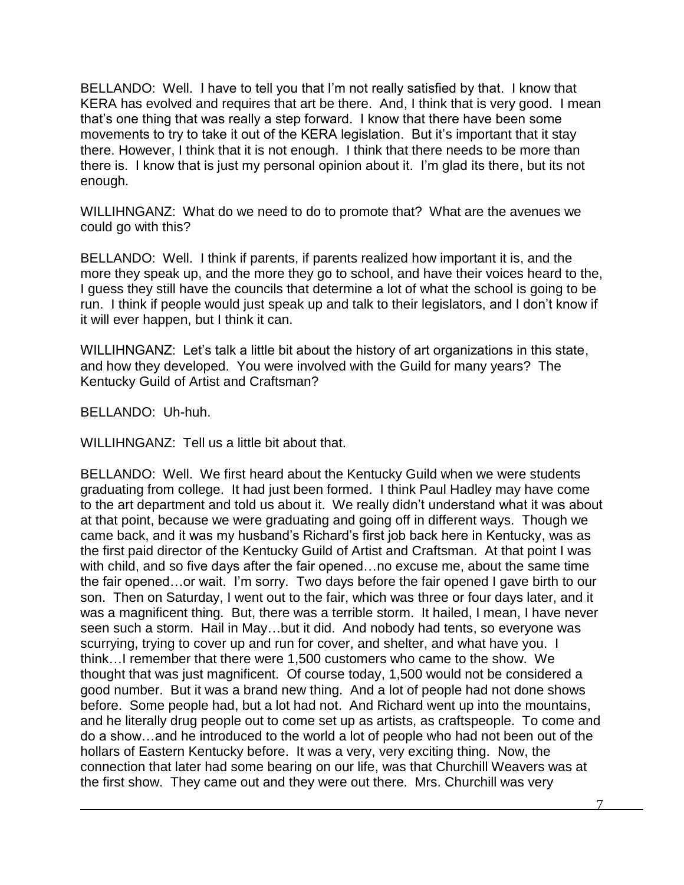BELLANDO: Well. I have to tell you that I'm not really satisfied by that. I know that KERA has evolved and requires that art be there. And, I think that is very good. I mean that's one thing that was really a step forward. I know that there have been some movements to try to take it out of the KERA legislation. But it's important that it stay there. However, I think that it is not enough. I think that there needs to be more than there is. I know that is just my personal opinion about it. I'm glad its there, but its not enough.

WILLIHNGANZ: What do we need to do to promote that? What are the avenues we could go with this?

BELLANDO: Well. I think if parents, if parents realized how important it is, and the more they speak up, and the more they go to school, and have their voices heard to the, I guess they still have the councils that determine a lot of what the school is going to be run. I think if people would just speak up and talk to their legislators, and I don't know if it will ever happen, but I think it can.

WILLIHNGANZ: Let's talk a little bit about the history of art organizations in this state, and how they developed. You were involved with the Guild for many years? The Kentucky Guild of Artist and Craftsman?

BELLANDO: Uh-huh.

WILLIHNGANZ: Tell us a little bit about that.

BELLANDO: Well. We first heard about the Kentucky Guild when we were students graduating from college. It had just been formed. I think Paul Hadley may have come to the art department and told us about it. We really didn't understand what it was about at that point, because we were graduating and going off in different ways. Though we came back, and it was my husband's Richard's first job back here in Kentucky, was as the first paid director of the Kentucky Guild of Artist and Craftsman. At that point I was with child, and so five days after the fair opened…no excuse me, about the same time the fair opened…or wait. I'm sorry. Two days before the fair opened I gave birth to our son. Then on Saturday, I went out to the fair, which was three or four days later, and it was a magnificent thing. But, there was a terrible storm. It hailed, I mean, I have never seen such a storm. Hail in May…but it did. And nobody had tents, so everyone was scurrying, trying to cover up and run for cover, and shelter, and what have you. I think…I remember that there were 1,500 customers who came to the show. We thought that was just magnificent. Of course today, 1,500 would not be considered a good number. But it was a brand new thing. And a lot of people had not done shows before. Some people had, but a lot had not. And Richard went up into the mountains, and he literally drug people out to come set up as artists, as craftspeople. To come and do a show…and he introduced to the world a lot of people who had not been out of the hollars of Eastern Kentucky before. It was a very, very exciting thing. Now, the connection that later had some bearing on our life, was that Churchill Weavers was at the first show. They came out and they were out there. Mrs. Churchill was very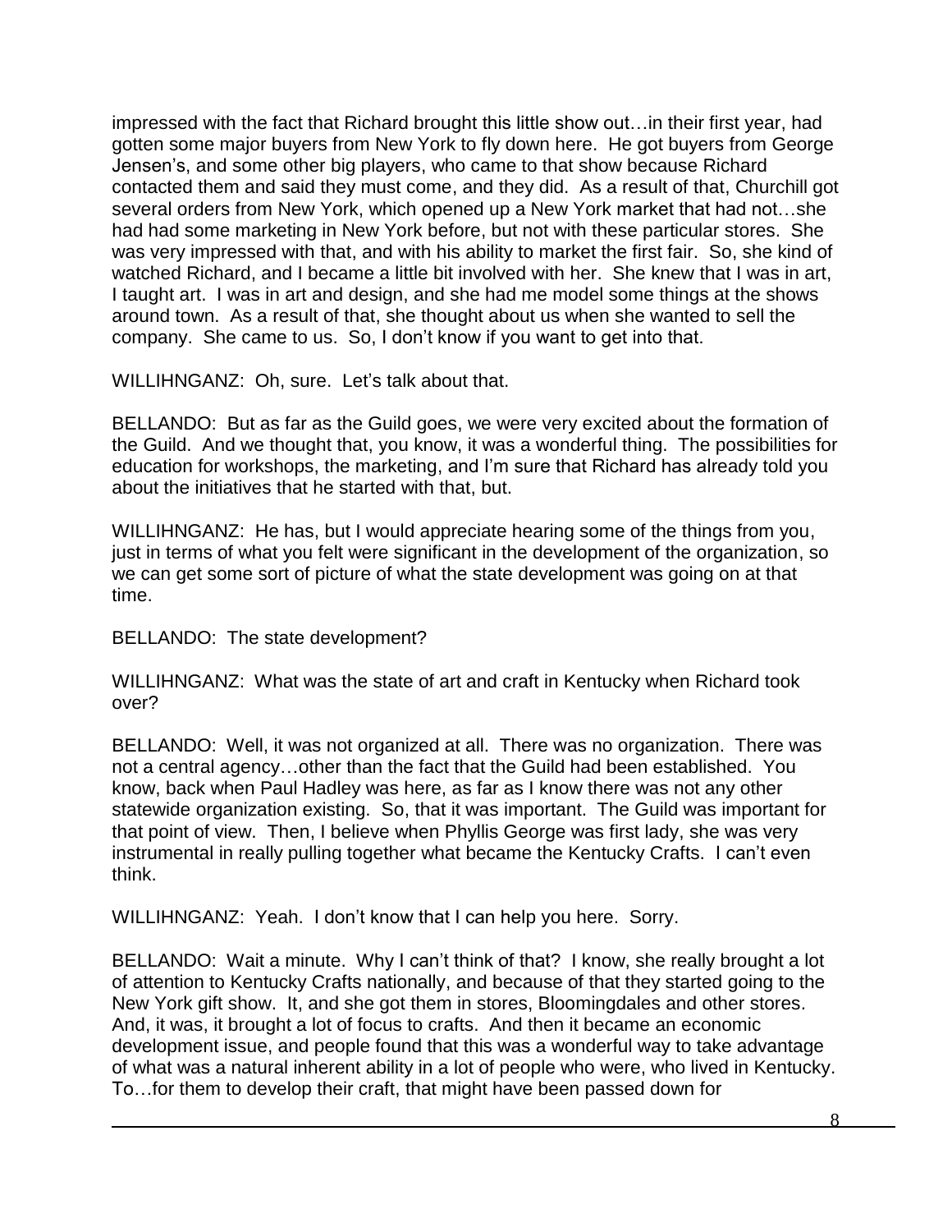impressed with the fact that Richard brought this little show out…in their first year, had gotten some major buyers from New York to fly down here. He got buyers from George Jensen's, and some other big players, who came to that show because Richard contacted them and said they must come, and they did. As a result of that, Churchill got several orders from New York, which opened up a New York market that had not…she had had some marketing in New York before, but not with these particular stores. She was very impressed with that, and with his ability to market the first fair. So, she kind of watched Richard, and I became a little bit involved with her. She knew that I was in art, I taught art. I was in art and design, and she had me model some things at the shows around town. As a result of that, she thought about us when she wanted to sell the company. She came to us. So, I don't know if you want to get into that.

WILLIHNGANZ: Oh, sure. Let's talk about that.

BELLANDO: But as far as the Guild goes, we were very excited about the formation of the Guild. And we thought that, you know, it was a wonderful thing. The possibilities for education for workshops, the marketing, and I'm sure that Richard has already told you about the initiatives that he started with that, but.

WILLIHNGANZ: He has, but I would appreciate hearing some of the things from you, just in terms of what you felt were significant in the development of the organization, so we can get some sort of picture of what the state development was going on at that time.

BELLANDO: The state development?

WILLIHNGANZ: What was the state of art and craft in Kentucky when Richard took over?

BELLANDO: Well, it was not organized at all. There was no organization. There was not a central agency…other than the fact that the Guild had been established. You know, back when Paul Hadley was here, as far as I know there was not any other statewide organization existing. So, that it was important. The Guild was important for that point of view. Then, I believe when Phyllis George was first lady, she was very instrumental in really pulling together what became the Kentucky Crafts. I can't even think.

WILLIHNGANZ: Yeah. I don't know that I can help you here. Sorry.

BELLANDO: Wait a minute. Why I can't think of that? I know, she really brought a lot of attention to Kentucky Crafts nationally, and because of that they started going to the New York gift show. It, and she got them in stores, Bloomingdales and other stores. And, it was, it brought a lot of focus to crafts. And then it became an economic development issue, and people found that this was a wonderful way to take advantage of what was a natural inherent ability in a lot of people who were, who lived in Kentucky. To…for them to develop their craft, that might have been passed down for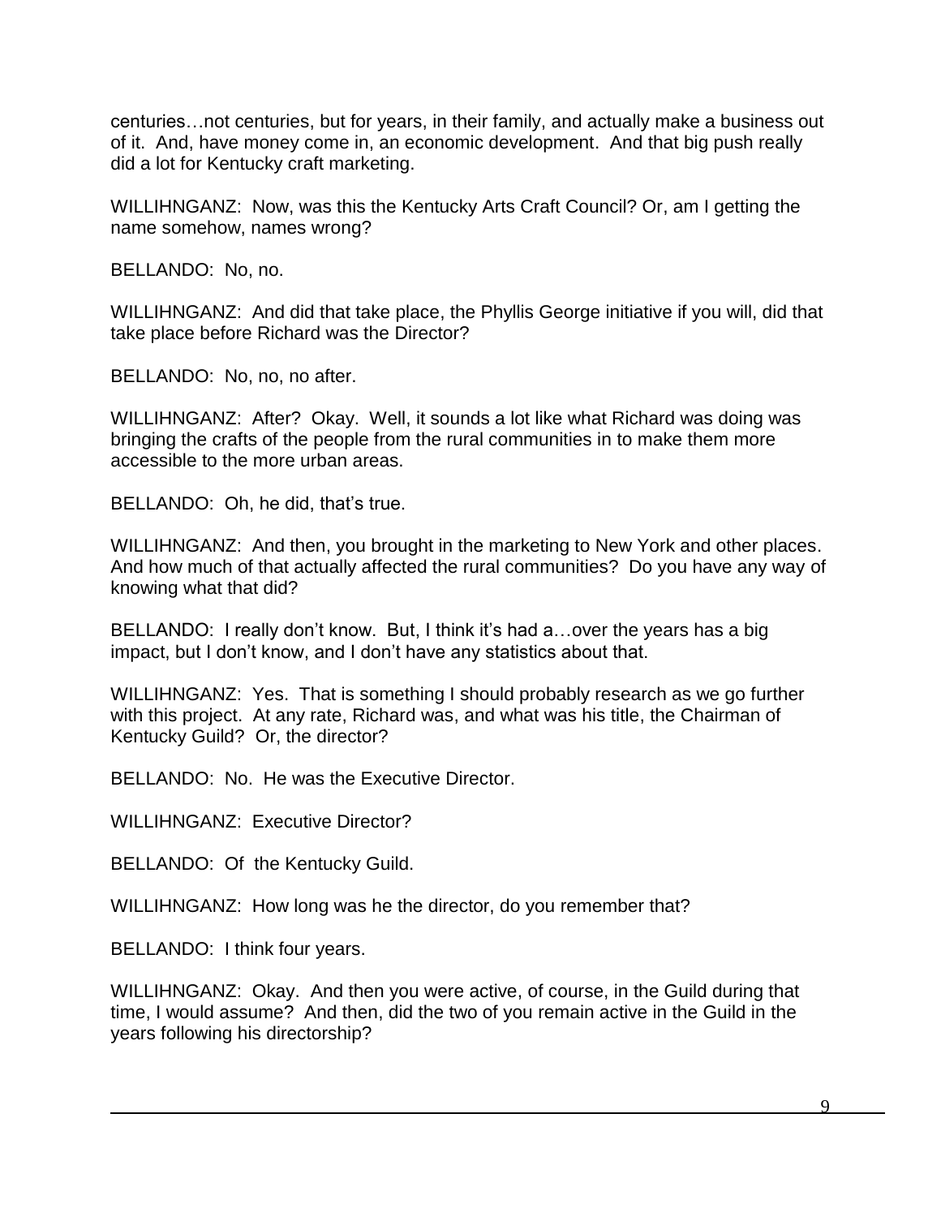centuries…not centuries, but for years, in their family, and actually make a business out of it. And, have money come in, an economic development. And that big push really did a lot for Kentucky craft marketing.

WILLIHNGANZ: Now, was this the Kentucky Arts Craft Council? Or, am I getting the name somehow, names wrong?

BELLANDO: No, no.

WILLIHNGANZ: And did that take place, the Phyllis George initiative if you will, did that take place before Richard was the Director?

BELLANDO: No, no, no after.

WILLIHNGANZ: After? Okay. Well, it sounds a lot like what Richard was doing was bringing the crafts of the people from the rural communities in to make them more accessible to the more urban areas.

BELLANDO: Oh, he did, that's true.

WILLIHNGANZ: And then, you brought in the marketing to New York and other places. And how much of that actually affected the rural communities? Do you have any way of knowing what that did?

BELLANDO: I really don't know. But, I think it's had a…over the years has a big impact, but I don't know, and I don't have any statistics about that.

WILLIHNGANZ: Yes. That is something I should probably research as we go further with this project. At any rate, Richard was, and what was his title, the Chairman of Kentucky Guild? Or, the director?

BELLANDO: No. He was the Executive Director.

WILLIHNGANZ: Executive Director?

BELLANDO: Of the Kentucky Guild.

WILLIHNGANZ: How long was he the director, do you remember that?

BELLANDO: I think four years.

WILLIHNGANZ: Okay. And then you were active, of course, in the Guild during that time, I would assume? And then, did the two of you remain active in the Guild in the years following his directorship?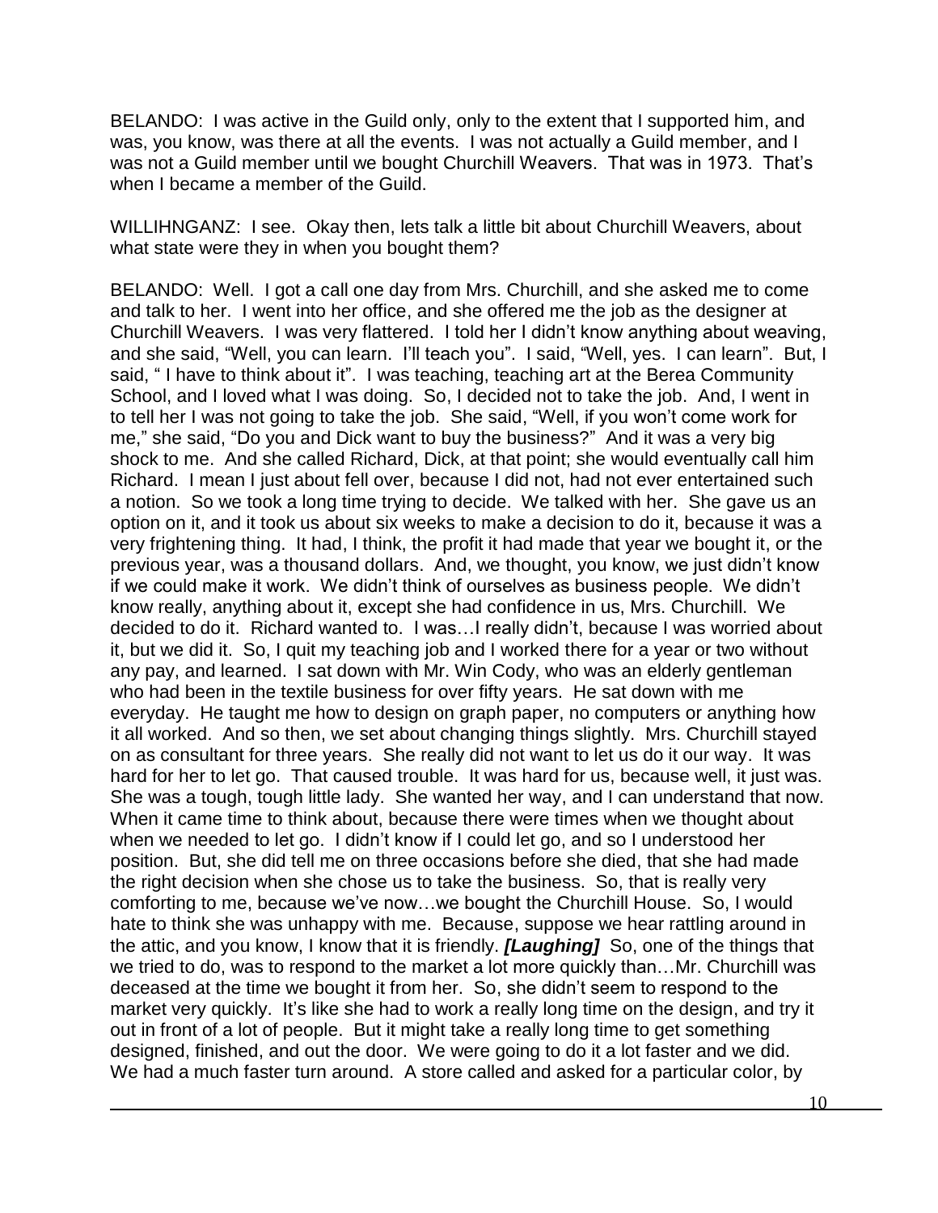BELANDO: I was active in the Guild only, only to the extent that I supported him, and was, you know, was there at all the events. I was not actually a Guild member, and I was not a Guild member until we bought Churchill Weavers. That was in 1973. That's when I became a member of the Guild.

WILLIHNGANZ: I see. Okay then, lets talk a little bit about Churchill Weavers, about what state were they in when you bought them?

BELANDO: Well. I got a call one day from Mrs. Churchill, and she asked me to come and talk to her. I went into her office, and she offered me the job as the designer at Churchill Weavers. I was very flattered. I told her I didn't know anything about weaving, and she said, "Well, you can learn. I'll teach you". I said, "Well, yes. I can learn". But, I said, " I have to think about it". I was teaching, teaching art at the Berea Community School, and I loved what I was doing. So, I decided not to take the job. And, I went in to tell her I was not going to take the job. She said, "Well, if you won't come work for me," she said, "Do you and Dick want to buy the business?" And it was a very big shock to me. And she called Richard, Dick, at that point; she would eventually call him Richard. I mean I just about fell over, because I did not, had not ever entertained such a notion. So we took a long time trying to decide. We talked with her. She gave us an option on it, and it took us about six weeks to make a decision to do it, because it was a very frightening thing. It had, I think, the profit it had made that year we bought it, or the previous year, was a thousand dollars. And, we thought, you know, we just didn't know if we could make it work. We didn't think of ourselves as business people. We didn't know really, anything about it, except she had confidence in us, Mrs. Churchill. We decided to do it. Richard wanted to. I was…I really didn't, because I was worried about it, but we did it. So, I quit my teaching job and I worked there for a year or two without any pay, and learned. I sat down with Mr. Win Cody, who was an elderly gentleman who had been in the textile business for over fifty years. He sat down with me everyday. He taught me how to design on graph paper, no computers or anything how it all worked. And so then, we set about changing things slightly. Mrs. Churchill stayed on as consultant for three years. She really did not want to let us do it our way. It was hard for her to let go. That caused trouble. It was hard for us, because well, it just was. She was a tough, tough little lady. She wanted her way, and I can understand that now. When it came time to think about, because there were times when we thought about when we needed to let go. I didn't know if I could let go, and so I understood her position. But, she did tell me on three occasions before she died, that she had made the right decision when she chose us to take the business. So, that is really very comforting to me, because we've now…we bought the Churchill House. So, I would hate to think she was unhappy with me. Because, suppose we hear rattling around in the attic, and you know, I know that it is friendly. ***[Laughing]*** So, one of the things that we tried to do, was to respond to the market a lot more quickly than…Mr. Churchill was deceased at the time we bought it from her. So, she didn't seem to respond to the market very quickly. It's like she had to work a really long time on the design, and try it out in front of a lot of people. But it might take a really long time to get something designed, finished, and out the door. We were going to do it a lot faster and we did. We had a much faster turn around. A store called and asked for a particular color, by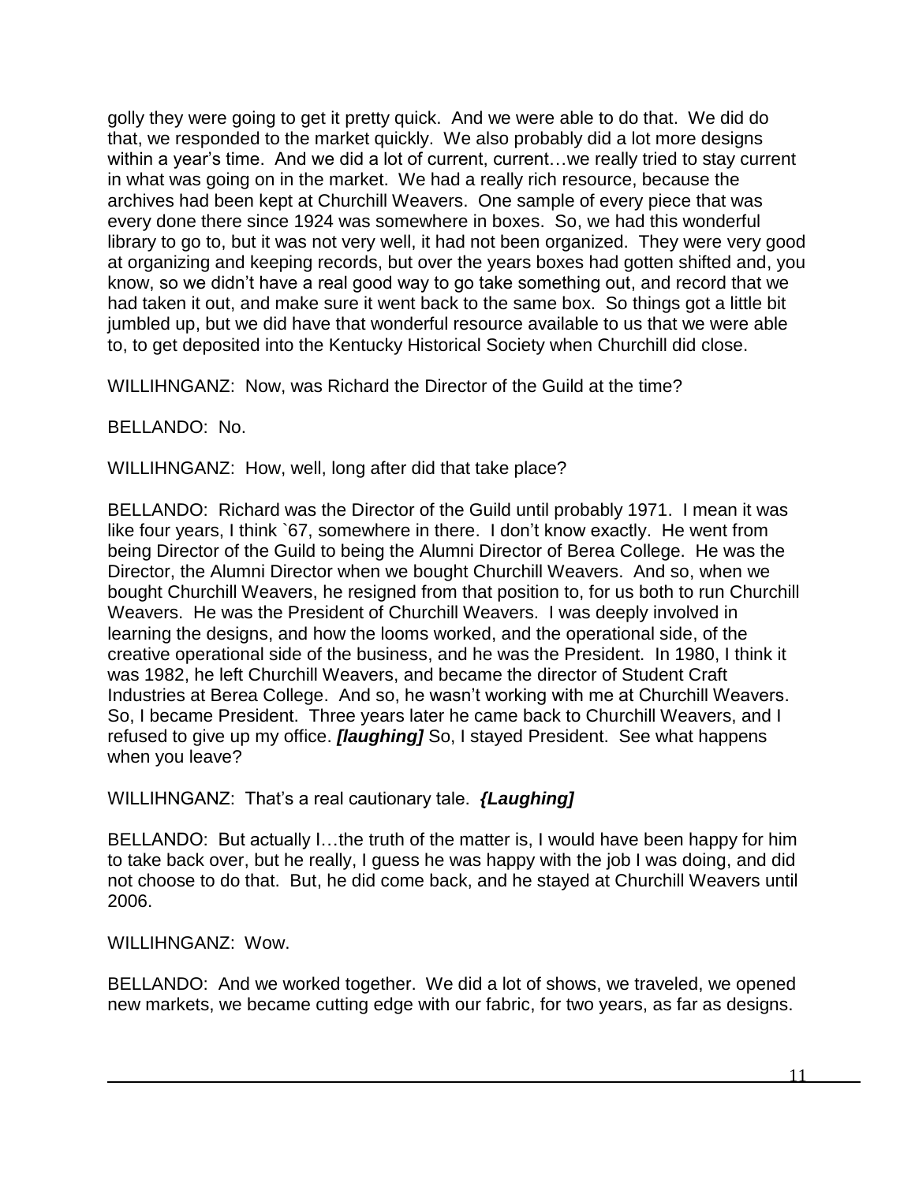golly they were going to get it pretty quick. And we were able to do that. We did do that, we responded to the market quickly. We also probably did a lot more designs within a year's time. And we did a lot of current, current…we really tried to stay current in what was going on in the market. We had a really rich resource, because the archives had been kept at Churchill Weavers. One sample of every piece that was every done there since 1924 was somewhere in boxes. So, we had this wonderful library to go to, but it was not very well, it had not been organized. They were very good at organizing and keeping records, but over the years boxes had gotten shifted and, you know, so we didn't have a real good way to go take something out, and record that we had taken it out, and make sure it went back to the same box. So things got a little bit jumbled up, but we did have that wonderful resource available to us that we were able to, to get deposited into the Kentucky Historical Society when Churchill did close.

WILLIHNGANZ: Now, was Richard the Director of the Guild at the time?

BELLANDO: No.

WILLIHNGANZ: How, well, long after did that take place?

BELLANDO: Richard was the Director of the Guild until probably 1971. I mean it was like four years, I think `67, somewhere in there. I don't know exactly. He went from being Director of the Guild to being the Alumni Director of Berea College. He was the Director, the Alumni Director when we bought Churchill Weavers. And so, when we bought Churchill Weavers, he resigned from that position to, for us both to run Churchill Weavers. He was the President of Churchill Weavers. I was deeply involved in learning the designs, and how the looms worked, and the operational side, of the creative operational side of the business, and he was the President. In 1980, I think it was 1982, he left Churchill Weavers, and became the director of Student Craft Industries at Berea College. And so, he wasn't working with me at Churchill Weavers. So, I became President. Three years later he came back to Churchill Weavers, and I refused to give up my office. ***[laughing]*** So, I stayed President. See what happens when you leave?

WILLIHNGANZ: That's a real cautionary tale. ***{Laughing]***

BELLANDO: But actually I…the truth of the matter is, I would have been happy for him to take back over, but he really, I guess he was happy with the job I was doing, and did not choose to do that. But, he did come back, and he stayed at Churchill Weavers until 2006.

WILLIHNGANZ: Wow.

BELLANDO: And we worked together. We did a lot of shows, we traveled, we opened new markets, we became cutting edge with our fabric, for two years, as far as designs.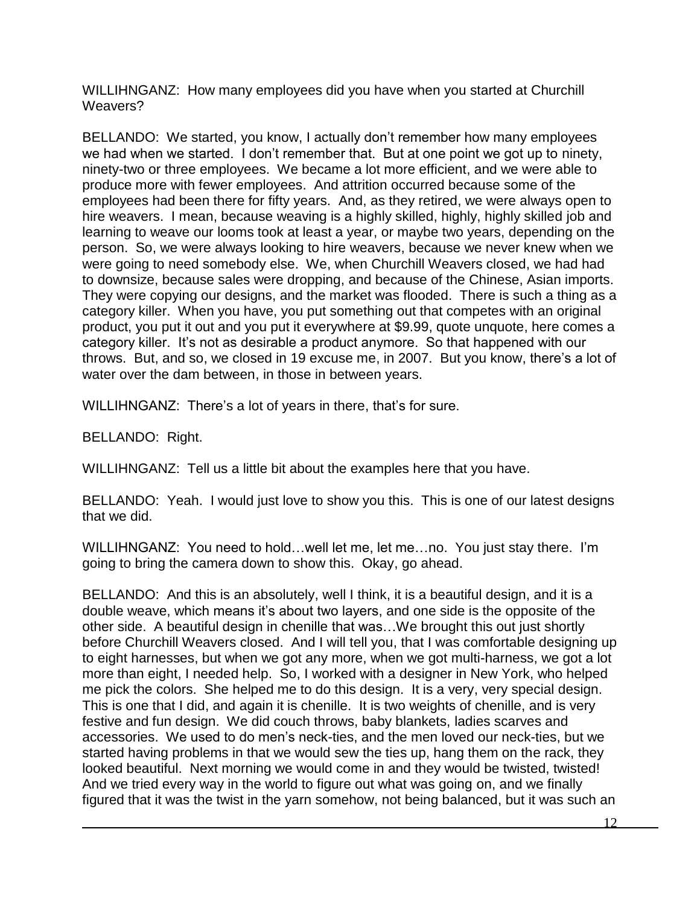WILLIHNGANZ: How many employees did you have when you started at Churchill Weavers?

BELLANDO: We started, you know, I actually don't remember how many employees we had when we started. I don't remember that. But at one point we got up to ninety, ninety-two or three employees. We became a lot more efficient, and we were able to produce more with fewer employees. And attrition occurred because some of the employees had been there for fifty years. And, as they retired, we were always open to hire weavers. I mean, because weaving is a highly skilled, highly, highly skilled job and learning to weave our looms took at least a year, or maybe two years, depending on the person. So, we were always looking to hire weavers, because we never knew when we were going to need somebody else. We, when Churchill Weavers closed, we had had to downsize, because sales were dropping, and because of the Chinese, Asian imports. They were copying our designs, and the market was flooded. There is such a thing as a category killer. When you have, you put something out that competes with an original product, you put it out and you put it everywhere at $9.99, quote unquote, here comes a category killer. It's not as desirable a product anymore. So that happened with our throws. But, and so, we closed in 19 excuse me, in 2007. But you know, there's a lot of water over the dam between, in those in between years.

WILLIHNGANZ: There's a lot of years in there, that's for sure.

BELLANDO: Right.

WILLIHNGANZ: Tell us a little bit about the examples here that you have.

BELLANDO: Yeah. I would just love to show you this. This is one of our latest designs that we did.

WILLIHNGANZ: You need to hold…well let me, let me…no. You just stay there. I'm going to bring the camera down to show this. Okay, go ahead.

BELLANDO: And this is an absolutely, well I think, it is a beautiful design, and it is a double weave, which means it's about two layers, and one side is the opposite of the other side. A beautiful design in chenille that was…We brought this out just shortly before Churchill Weavers closed. And I will tell you, that I was comfortable designing up to eight harnesses, but when we got any more, when we got multi-harness, we got a lot more than eight, I needed help. So, I worked with a designer in New York, who helped me pick the colors. She helped me to do this design. It is a very, very special design. This is one that I did, and again it is chenille. It is two weights of chenille, and is very festive and fun design. We did couch throws, baby blankets, ladies scarves and accessories. We used to do men's neck-ties, and the men loved our neck-ties, but we started having problems in that we would sew the ties up, hang them on the rack, they looked beautiful. Next morning we would come in and they would be twisted, twisted! And we tried every way in the world to figure out what was going on, and we finally figured that it was the twist in the yarn somehow, not being balanced, but it was such an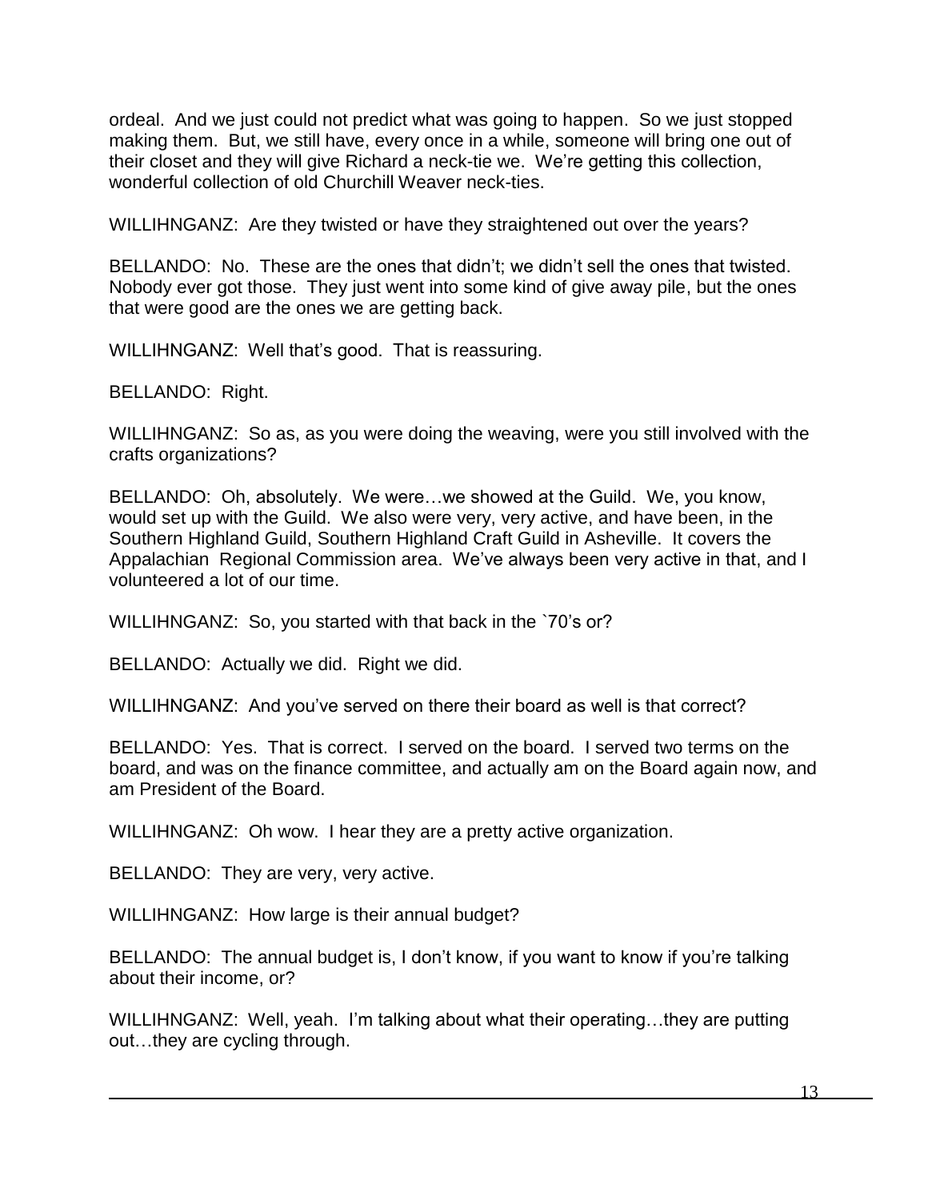ordeal. And we just could not predict what was going to happen. So we just stopped making them. But, we still have, every once in a while, someone will bring one out of their closet and they will give Richard a neck-tie we. We're getting this collection, wonderful collection of old Churchill Weaver neck-ties.

WILLIHNGANZ: Are they twisted or have they straightened out over the years?

BELLANDO: No. These are the ones that didn't; we didn't sell the ones that twisted. Nobody ever got those. They just went into some kind of give away pile, but the ones that were good are the ones we are getting back.

WILLIHNGANZ: Well that's good. That is reassuring.

BELLANDO: Right.

WILLIHNGANZ: So as, as you were doing the weaving, were you still involved with the crafts organizations?

BELLANDO: Oh, absolutely. We were…we showed at the Guild. We, you know, would set up with the Guild. We also were very, very active, and have been, in the Southern Highland Guild, Southern Highland Craft Guild in Asheville. It covers the Appalachian Regional Commission area. We've always been very active in that, and I volunteered a lot of our time.

WILLIHNGANZ: So, you started with that back in the `70's or?

BELLANDO: Actually we did. Right we did.

WILLIHNGANZ: And you've served on there their board as well is that correct?

BELLANDO: Yes. That is correct. I served on the board. I served two terms on the board, and was on the finance committee, and actually am on the Board again now, and am President of the Board.

WILLIHNGANZ: Oh wow. I hear they are a pretty active organization.

BELLANDO: They are very, very active.

WILLIHNGANZ: How large is their annual budget?

BELLANDO: The annual budget is, I don't know, if you want to know if you're talking about their income, or?

WILLIHNGANZ: Well, yeah. I'm talking about what their operating…they are putting out…they are cycling through.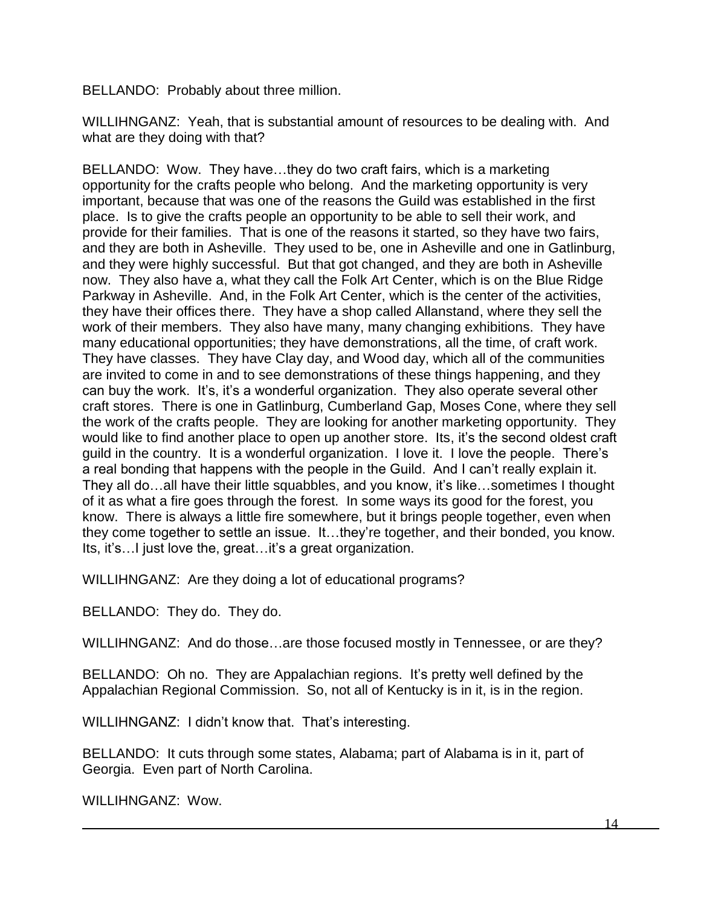BELLANDO: Probably about three million.

WILLIHNGANZ: Yeah, that is substantial amount of resources to be dealing with. And what are they doing with that?

BELLANDO: Wow. They have…they do two craft fairs, which is a marketing opportunity for the crafts people who belong. And the marketing opportunity is very important, because that was one of the reasons the Guild was established in the first place. Is to give the crafts people an opportunity to be able to sell their work, and provide for their families. That is one of the reasons it started, so they have two fairs, and they are both in Asheville. They used to be, one in Asheville and one in Gatlinburg, and they were highly successful. But that got changed, and they are both in Asheville now. They also have a, what they call the Folk Art Center, which is on the Blue Ridge Parkway in Asheville. And, in the Folk Art Center, which is the center of the activities, they have their offices there. They have a shop called Allanstand, where they sell the work of their members. They also have many, many changing exhibitions. They have many educational opportunities; they have demonstrations, all the time, of craft work. They have classes. They have Clay day, and Wood day, which all of the communities are invited to come in and to see demonstrations of these things happening, and they can buy the work. It's, it's a wonderful organization. They also operate several other craft stores. There is one in Gatlinburg, Cumberland Gap, Moses Cone, where they sell the work of the crafts people. They are looking for another marketing opportunity. They would like to find another place to open up another store. Its, it's the second oldest craft guild in the country. It is a wonderful organization. I love it. I love the people. There's a real bonding that happens with the people in the Guild. And I can't really explain it. They all do…all have their little squabbles, and you know, it's like…sometimes I thought of it as what a fire goes through the forest. In some ways its good for the forest, you know. There is always a little fire somewhere, but it brings people together, even when they come together to settle an issue. It…they're together, and their bonded, you know. Its, it's…I just love the, great…it's a great organization.

WILLIHNGANZ: Are they doing a lot of educational programs?

BELLANDO: They do. They do.

WILLIHNGANZ: And do those…are those focused mostly in Tennessee, or are they?

BELLANDO: Oh no. They are Appalachian regions. It's pretty well defined by the Appalachian Regional Commission. So, not all of Kentucky is in it, is in the region.

WILLIHNGANZ: I didn't know that. That's interesting.

BELLANDO: It cuts through some states, Alabama; part of Alabama is in it, part of Georgia. Even part of North Carolina.

WILLIHNGANZ: Wow.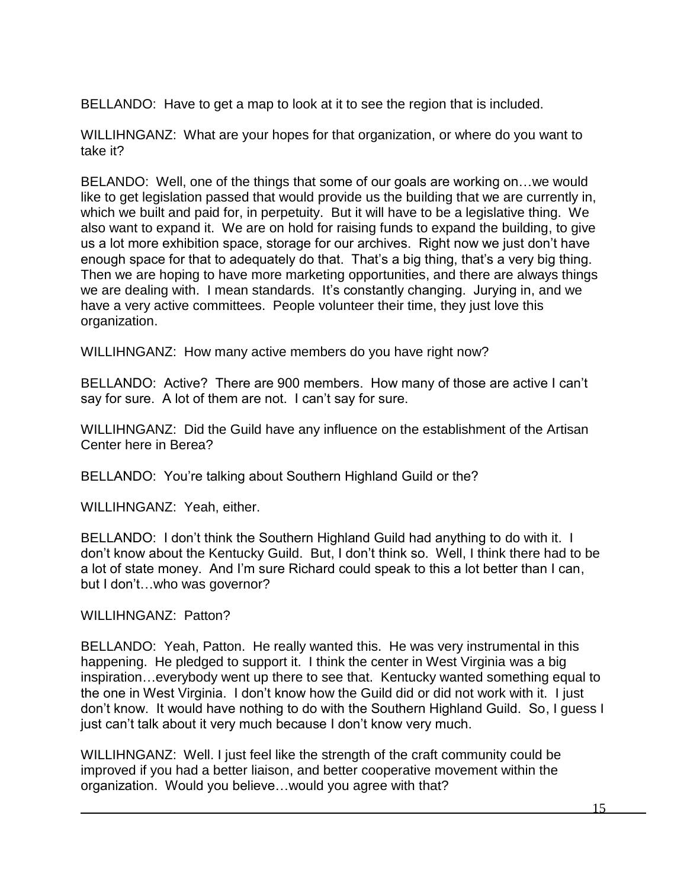BELLANDO: Have to get a map to look at it to see the region that is included.

WILLIHNGANZ: What are your hopes for that organization, or where do you want to take it?

BELANDO: Well, one of the things that some of our goals are working on…we would like to get legislation passed that would provide us the building that we are currently in, which we built and paid for, in perpetuity. But it will have to be a legislative thing. We also want to expand it. We are on hold for raising funds to expand the building, to give us a lot more exhibition space, storage for our archives. Right now we just don't have enough space for that to adequately do that. That's a big thing, that's a very big thing. Then we are hoping to have more marketing opportunities, and there are always things we are dealing with. I mean standards. It's constantly changing. Jurying in, and we have a very active committees. People volunteer their time, they just love this organization.

WILLIHNGANZ: How many active members do you have right now?

BELLANDO: Active? There are 900 members. How many of those are active I can't say for sure. A lot of them are not. I can't say for sure.

WILLIHNGANZ: Did the Guild have any influence on the establishment of the Artisan Center here in Berea?

BELLANDO: You're talking about Southern Highland Guild or the?

WILLIHNGANZ: Yeah, either.

BELLANDO: I don't think the Southern Highland Guild had anything to do with it. I don't know about the Kentucky Guild. But, I don't think so. Well, I think there had to be a lot of state money. And I'm sure Richard could speak to this a lot better than I can, but I don't…who was governor?

WILLIHNGANZ: Patton?

BELLANDO: Yeah, Patton. He really wanted this. He was very instrumental in this happening. He pledged to support it. I think the center in West Virginia was a big inspiration…everybody went up there to see that. Kentucky wanted something equal to the one in West Virginia. I don't know how the Guild did or did not work with it. I just don't know. It would have nothing to do with the Southern Highland Guild. So, I guess I just can't talk about it very much because I don't know very much.

WILLIHNGANZ: Well. I just feel like the strength of the craft community could be improved if you had a better liaison, and better cooperative movement within the organization. Would you believe…would you agree with that?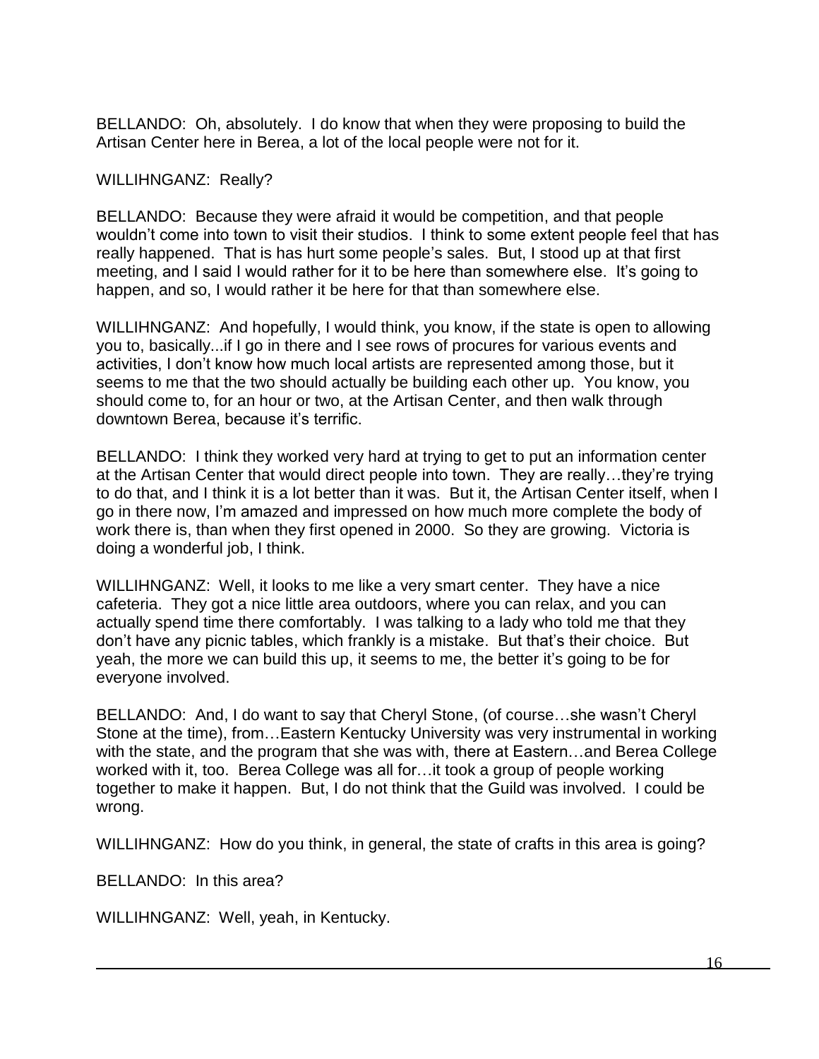BELLANDO: Oh, absolutely. I do know that when they were proposing to build the Artisan Center here in Berea, a lot of the local people were not for it.

WILLIHNGANZ: Really?

BELLANDO: Because they were afraid it would be competition, and that people wouldn't come into town to visit their studios. I think to some extent people feel that has really happened. That is has hurt some people's sales. But, I stood up at that first meeting, and I said I would rather for it to be here than somewhere else. It's going to happen, and so, I would rather it be here for that than somewhere else.

WILLIHNGANZ: And hopefully, I would think, you know, if the state is open to allowing you to, basically...if I go in there and I see rows of procures for various events and activities, I don't know how much local artists are represented among those, but it seems to me that the two should actually be building each other up. You know, you should come to, for an hour or two, at the Artisan Center, and then walk through downtown Berea, because it's terrific.

BELLANDO: I think they worked very hard at trying to get to put an information center at the Artisan Center that would direct people into town. They are really…they're trying to do that, and I think it is a lot better than it was. But it, the Artisan Center itself, when I go in there now, I'm amazed and impressed on how much more complete the body of work there is, than when they first opened in 2000. So they are growing. Victoria is doing a wonderful job, I think.

WILLIHNGANZ: Well, it looks to me like a very smart center. They have a nice cafeteria. They got a nice little area outdoors, where you can relax, and you can actually spend time there comfortably. I was talking to a lady who told me that they don't have any picnic tables, which frankly is a mistake. But that's their choice. But yeah, the more we can build this up, it seems to me, the better it's going to be for everyone involved.

BELLANDO: And, I do want to say that Cheryl Stone, (of course…she wasn't Cheryl Stone at the time), from…Eastern Kentucky University was very instrumental in working with the state, and the program that she was with, there at Eastern…and Berea College worked with it, too. Berea College was all for…it took a group of people working together to make it happen. But, I do not think that the Guild was involved. I could be wrong.

WILLIHNGANZ: How do you think, in general, the state of crafts in this area is going?

BELLANDO: In this area?

WILLIHNGANZ: Well, yeah, in Kentucky.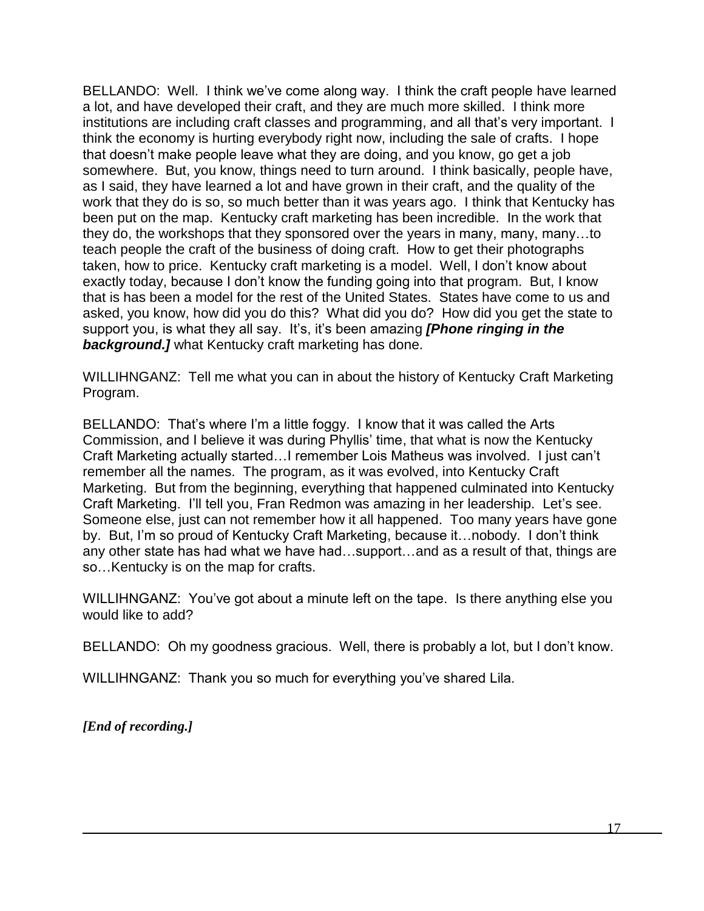BELLANDO: Well. I think we've come along way. I think the craft people have learned a lot, and have developed their craft, and they are much more skilled. I think more institutions are including craft classes and programming, and all that's very important. I think the economy is hurting everybody right now, including the sale of crafts. I hope that doesn't make people leave what they are doing, and you know, go get a job somewhere. But, you know, things need to turn around. I think basically, people have, as I said, they have learned a lot and have grown in their craft, and the quality of the work that they do is so, so much better than it was years ago. I think that Kentucky has been put on the map. Kentucky craft marketing has been incredible. In the work that they do, the workshops that they sponsored over the years in many, many, many…to teach people the craft of the business of doing craft. How to get their photographs taken, how to price. Kentucky craft marketing is a model. Well, I don't know about exactly today, because I don't know the funding going into that program. But, I know that is has been a model for the rest of the United States. States have come to us and asked, you know, how did you do this? What did you do? How did you get the state to support you, is what they all say. It's, it's been amazing ***[Phone ringing in the background.]*** what Kentucky craft marketing has done.

WILLIHNGANZ: Tell me what you can in about the history of Kentucky Craft Marketing Program.

BELLANDO: That's where I'm a little foggy. I know that it was called the Arts Commission, and I believe it was during Phyllis' time, that what is now the Kentucky Craft Marketing actually started…I remember Lois Matheus was involved. I just can't remember all the names. The program, as it was evolved, into Kentucky Craft Marketing. But from the beginning, everything that happened culminated into Kentucky Craft Marketing. I'll tell you, Fran Redmon was amazing in her leadership. Let's see. Someone else, just can not remember how it all happened. Too many years have gone by. But, I'm so proud of Kentucky Craft Marketing, because it…nobody. I don't think any other state has had what we have had…support…and as a result of that, things are so…Kentucky is on the map for crafts.

WILLIHNGANZ: You've got about a minute left on the tape. Is there anything else you would like to add?

BELLANDO: Oh my goodness gracious. Well, there is probably a lot, but I don't know.

WILLIHNGANZ: Thank you so much for everything you've shared Lila.

***[End of recording.]***